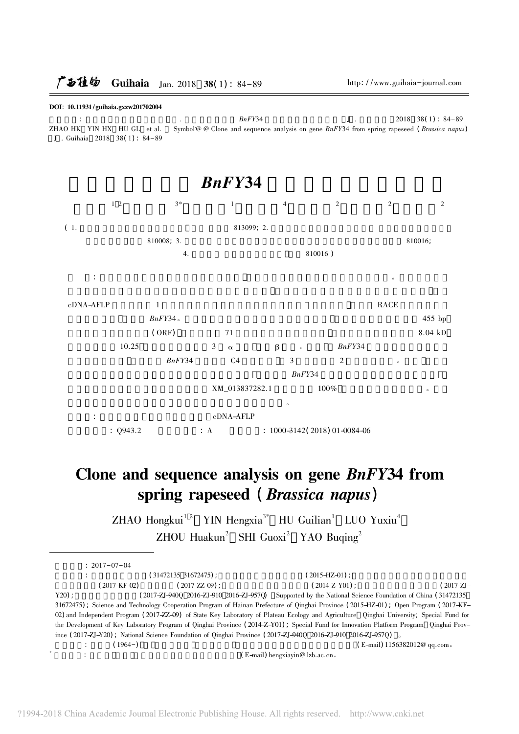DOI: 10.11931/guihaia.gxzw201702004

：. BnFY34 J. 2018 38(1): 84-89

ZHAO HK, YIN HX, HU GL, et al. Symbol'@ @ Clone and sequence analysis on gene BnFY34 from spring rapeseed (Brassica napus) [J]. Guihaia, 2018, 38(1): 84-89

# BnFY34

[1,2] [3*] [1] [4] [2] [2] [2]

(1. 813099; 2. 810008; 3. 810016; 4. 810016)

：。

cDNA-AFLP 1 RACE BnFY34。455 bp (ORF) 71 8.04 kD 10.25 3 α β。BnFY34 BnFY34 C4 3 2。BnFY34 XM_013837282.1 100%。。

：cDNA-AFLP

：Q943.2 ：A ：1000-3142(2018)01-0084-06

# Clone and sequence analysis on gene *BnFY34* from spring rapeseed (*Brassica napus*)

ZHAO Hongkui[1,2], YIN Hengxia[3*], HU Guilian[1], LUO Yuxiu[4], ZHOU Huakun[2], SHI Guoxi[2], YAO Buqing[2]

---

：2017-07-04

：(31472135, 31672475); (2015-HZ-01); (2017-KF-02) (2017-ZZ-09); (2014-Z-Y01); (2017-ZJ-Y20); (2017-ZJ-940Q, 2016-ZJ-910, 2016-ZJ-957Q) [Supported by the National Science Foundation of China (31472135, 31672475); Science and Technology Cooperation Program of Hainan Prefecture of Qinghai Province (2015-HZ-01); Open Program (2017-KF-02) and Independent Program (2017-ZZ-09) of State Key Laboratory of Plateau Ecology and Agriculture, Qinghai University; Special Fund for the Development of Key Laboratory Program of Qinghai Province (2014-Z-Y01); Special Fund for Innovation Platform Program, Qinghai Province (2017-ZJ-Y20); National Science Foundation of Qinghai Province (2017-ZJ-940Q, 2016-ZJ-910, 2016-ZJ-957Q)]。

：(1964-) (E-mail) 1156382012@qq.com。

* ：(E-mail) hengxiayin@lzb.ac.cn。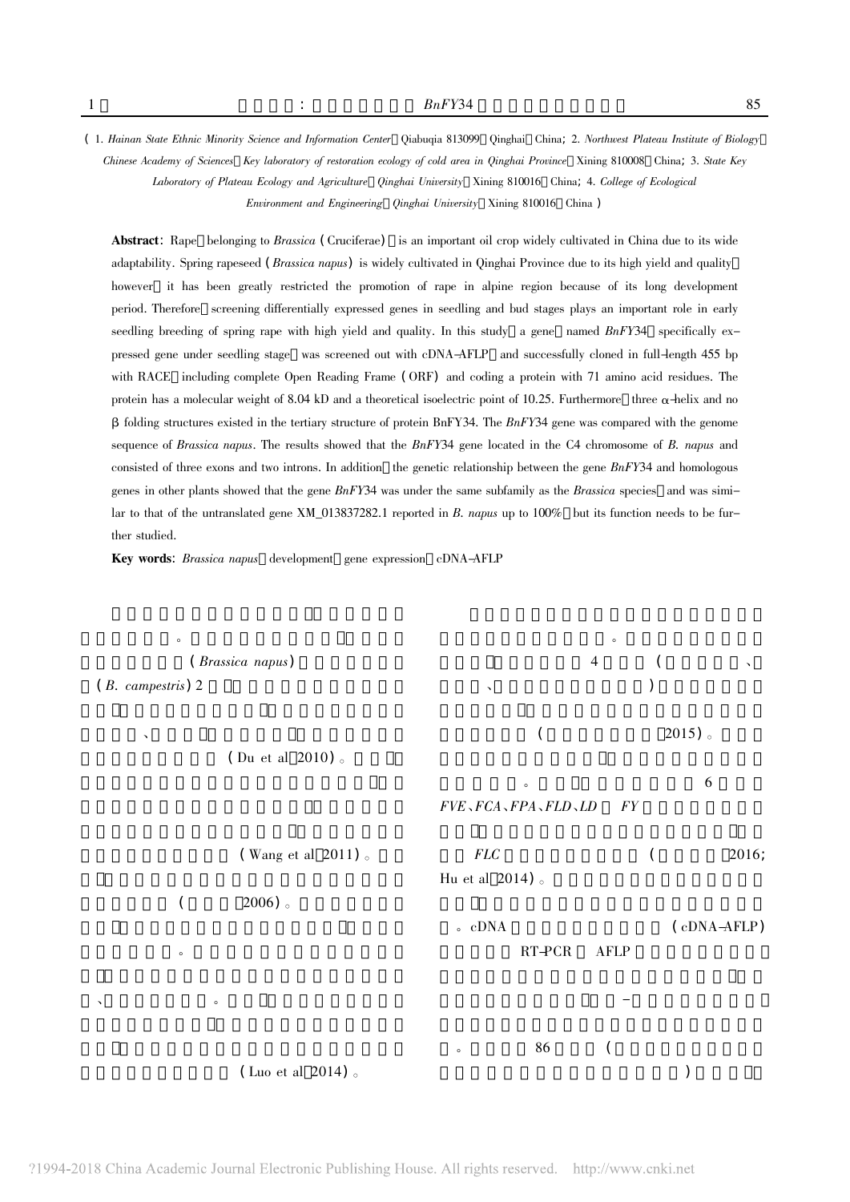( 1. *Hainan State Ethnic Minority Science and Information Center*, Qiabuqia 813099, Qinghai, China; 2. *Northwest Plateau Institute of Biology*, *Chinese Academy of Sciences*, *Key laboratory of restoration ecology of cold area in Qinghai Province*, Xining 810008, China; 3. *State Key Laboratory of Plateau Ecology and Agriculture*, *Qinghai University*, Xining 810016, China; 4. *College of Ecological Environment and Engineering*, *Qinghai University*, Xining 810016, China )

**Abstract**: Rape, belonging to *Brassica* ( Cruciferae) , is an important oil crop widely cultivated in China due to its wide adaptability. Spring rapeseed ( *Brassica napus*) is widely cultivated in Qinghai Province due to its high yield and quality, however, it has been greatly restricted the promotion of rape in alpine region because of its long development period. Therefore, screening differentially expressed genes in seedling and bud stages plays an important role in early seedling breeding of spring rape with high yield and quality. In this study, a gene, named *BnFY*34, specifically expressed gene under seedling stage, was screened out with cDNA-AFLP, and successfully cloned in full-length 455 bp with RACE, including complete Open Reading Frame ( ORF) and coding a protein with 71 amino acid residues. The protein has a molecular weight of 8.04 kD and a theoretical isoelectric point of 10.25. Furthermore, three α-helix and no β folding structures existed in the tertiary structure of protein BnFY34. The *BnFY*34 gene was compared with the genome sequence of *Brassica napus*. The results showed that the *BnFY*34 gene located in the C4 chromosome of *B. napus* and consisted of three exons and two introns. In addition, the genetic relationship between the gene *BnFY*34 and homologous genes in other plants showed that the gene *BnFY*34 was under the same subfamily as the *Brassica* species, and was similar to that of the untranslated gene XM_013837282.1 reported in *B. napus* up to 100%, but its function needs to be further studied.

**Key words**: *Brassica napus*, development, gene expression, cDNA-AFLP

。 ( *Brassica napus*) ( *B. campestris*) 2 、 ( Du et al, 2010) 。 ( Wang et al, 2011) 。 ( 2006) 。 。 、 。 ( Luo et al, 2014) 。

。 4 ( 、 、 ) ( 2015) 。 。 6 *FVE*、*FCA*、*FPA*、*FLD*、*LD* *FY* *FLC* ( 2016; Hu et al, 2014) 。 。cDNA ( cDNA-AFLP) RT-PCR AFLP - 。 86 ( )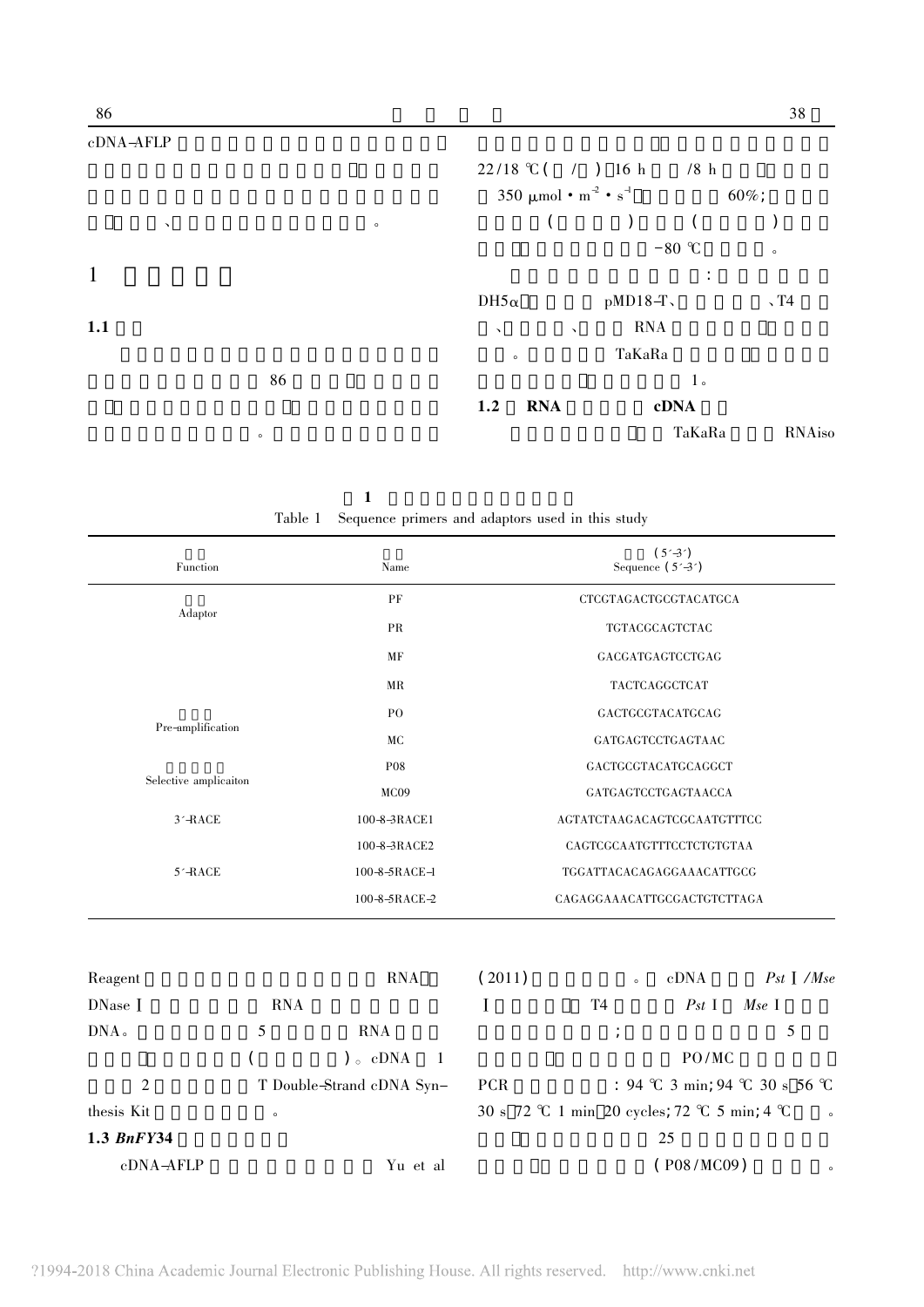cDNA-AFLP

22/18 ℃( / ) 16 h /8 h

350 μmol · $m^{-2}$ · $s^{-1}$ 60%;

、 。 ( ) ( )

−80 ℃ 。

# 1

:

DH5α pMD18-T、 、T4

## 1.1

、 、 RNA

。 TaKaRa

86

1。

## 1.2 RNA cDNA

。 TaKaRa RNAiso

**1**

Table 1 Sequence primers and adaptors used in this study

| Function | Name | (5′-3′) Sequence (5′-3′) |
|---|---|---|
| Adaptor | PF | CTCGTAGACTGCGTACATGCA |
| | PR | TGTACGCAGTCTAC |
| | MF | GACGATGAGTCCTGAG |
| | MR | TACTCAGGCTCAT |
| Pre-amplification | PO | GACTGCGTACATGCAG |
| | MC | GATGAGTCCTGAGTAAC |
| Selective amplicaiton | P08 | GACTGCGTACATGCAGGCT |
| | MC09 | GATGAGTCCTGAGTAACCA |
| 3′-RACE | 100-8-3RACE1 | AGTATCTAAGACAGTCGCAATGTTTCC |
| | 100-8-3RACE2 | CAGTCGCAATGTTTCCTCTGTGTAA |
| 5′-RACE | 100-8-5RACE-1 | TGGATTACACAGAGGAAACATTGCG |
| | 100-8-5RACE-2 | CAGAGGAAACATTGCGACTGTCTTAGA |

Reagent RNA

DNase Ⅰ RNA

DNA。 5 RNA

( )。cDNA 1

2 T Double-Strand cDNA Synthesis Kit 。

## 1.3 *BnFY34*

cDNA-AFLP Yu et al (2011) 。 cDNA *Pst* Ⅰ/*Mse* Ⅰ T4 *Pst* Ⅰ *Mse* Ⅰ

; 5

PO/MC

PCR : 94 ℃ 3 min; 94 ℃ 30 s 56 ℃ 30 s 72 ℃ 1 min 20 cycles; 72 ℃ 5 min; 4 ℃ 。

25

(P08/MC09) 。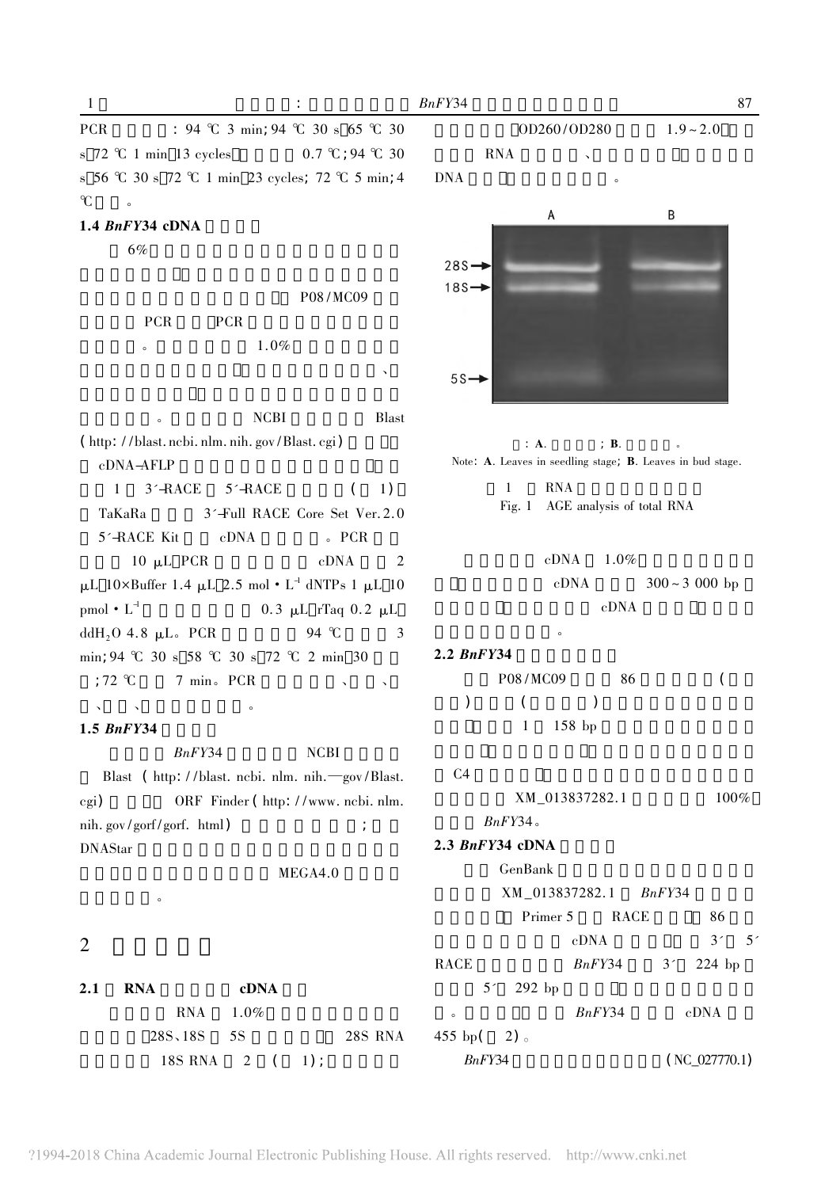PCR : 94 ℃ 3 min; 94 ℃ 30 s 65 ℃ 30 s 72 ℃ 1 min 13 cycles 0.7 ℃; 94 ℃ 30 s 56 ℃ 30 s 72 ℃ 1 min 23 cycles; 72 ℃ 5 min; 4 ℃ 。

### 1.4 *BnFY34* cDNA

6%

P08/MC09

PCR PCR

。 1.0%

、

。 NCBI Blast (http://blast.ncbi.nlm.nih.gov/Blast.cgi)

cDNA-AFLP

1 3′-RACE 5′-RACE ( 1)

TaKaRa 3′-Full RACE Core Set Ver.2.0

5′-RACE Kit cDNA 。PCR

10 μL PCR cDNA 2 μL 10×Buffer 1.4 μL 2.5 mol·$L^{-1}$ dNTPs 1 μL 10 pmol·$L^{-1}$ 0.3 μL rTaq 0.2 μL $ddH_2O$ 4.8 μL。PCR 94 ℃ 3 min; 94 ℃ 30 s 58 ℃ 30 s 72 ℃ 2 min 30 ; 72 ℃ 7 min。PCR 、 、 、 、 。

### 1.5 *BnFY34*

*BnFY34* NCBI

Blast (http://blast.ncbi.nlm.nih.—gov/Blast.cgi) ORF Finder (http://www.ncbi.nlm.nih.gov/gorf/gorf.html) ;

DNAStar

MEGA4.0

。

## 2

### 2.1 RNA cDNA

RNA 1.0%

28S、18S 5S 28S RNA

18S RNA 2 ( 1);

OD260/OD280 1.9~2.0

RNA 、

DNA 。

: **A**. ; **B**. 。

Note: **A**. Leaves in seedling stage; **B**. Leaves in bud stage.

1 RNA

Fig. 1 AGE analysis of total RNA

cDNA 1.0%

cDNA 300~3 000 bp

cDNA

。

### 2.2 *BnFY34*

P08/MC09 86 (

) ( )

1 158 bp

C4

XM_013837282.1 100%

*BnFY34*。

### 2.3 *BnFY34* cDNA

GenBank

XM_013837282.1 *BnFY34*

Primer 5 RACE 86

cDNA 3′ 5′

RACE *BnFY34* 3′ 224 bp

5′ 292 bp

。 *BnFY34* cDNA

455 bp( 2)。

*BnFY34* (NC_027770.1)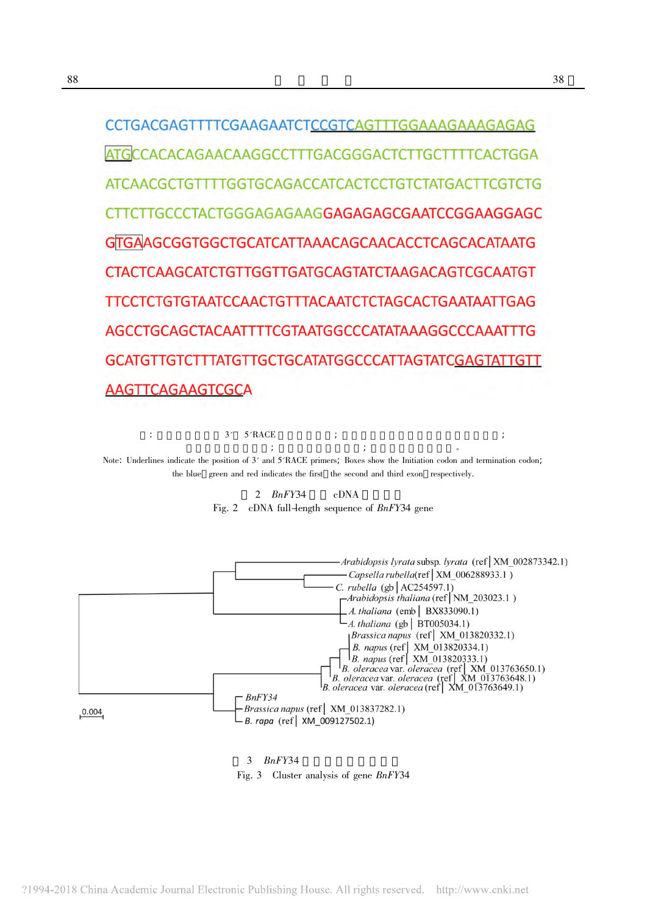CCTGACGAGTTTTCGAAGAATCTCCGTCAGTTTGGAAAGAAAGAGAG

ATGCCACACAGAACAAGGCCTTTGACGGGACTCTTGCTTTTCACTGGA

ATCAACGCTGTTTTGGTGCAGACCATCACTCCTGTCTATGACTTCGTCTG

CTTCTTGCCCTACTGGGAGAGAAGGAGAGAGCGAATCCGGAAGGAGC

GTGAAGCGGTGGCTGCATCATTAAACAGCAACACCTCAGCACATAATG

CTACTCAAGCATCTGTTGGTTGATGCAGTATCTAAGACAGTCGCAATGT

TTCCTCTGTGTAATCCAACTGTTTACAATCTCTAGCACTGAATAATTGAG

AGCCTGCAGCTACAATTTTCGTAATGGCCCATATAAAGGCCCAAATTTG

GCATGTTGTCTTTATGTTGCTGCATATGGCCCATTAGTATCGAGTATTGTT

AAGTTCAGAAGTCGCA

注：下划线部分为3′和5′RACE引物所在位置；方框分别表示起始密码子和终止密码子；蓝色表示第一个外显子；绿色表示第二个外显子；红色表示第三个外显子。

Note: Underlines indicate the position of 3′ and 5′RACE primers; Boxes show the Initiation codon and termination codon; the blue、green and red indicates the first、the second and third exon、respectively.

图 2 *BnFY34* 基因 cDNA 全长序列

Fig. 2 cDNA full-length sequence of *BnFY34* gene

*Arabidopsis lyrata* subsp. *lyrata* (ref|XM_002873342.1)
*Capsella rubella*(ref|XM_006288933.1)
*C. rubella* (gb|AC254597.1)
*Arabidopsis thaliana* (ref|NM_203023.1)
*A. thaliana* (emb|BX833090.1)
*A. thaliana* (gb|BT005034.1)
*Brassica napus* (ref|XM_013820332.1)
*B. napus* (ref|XM_013820334.1)
*B. napus* (ref|XM_013820333.1)
*B. oleracea* var. *oleracea* (ref|XM_013763650.1)
*B. oleracea* var. *oleracea* (ref|XM_013763648.1)
*B. oleracea* var. *oleracea* (ref|XM_013763649.1)
*BnFY34*
*Brassica napus* (ref|XM_013837282.1)
*B. rapa* (ref|XM_009127502.1)
0.004

图 3 *BnFY34* 基因的系统进化树分析

Fig. 3 Cluster analysis of gene *BnFY34*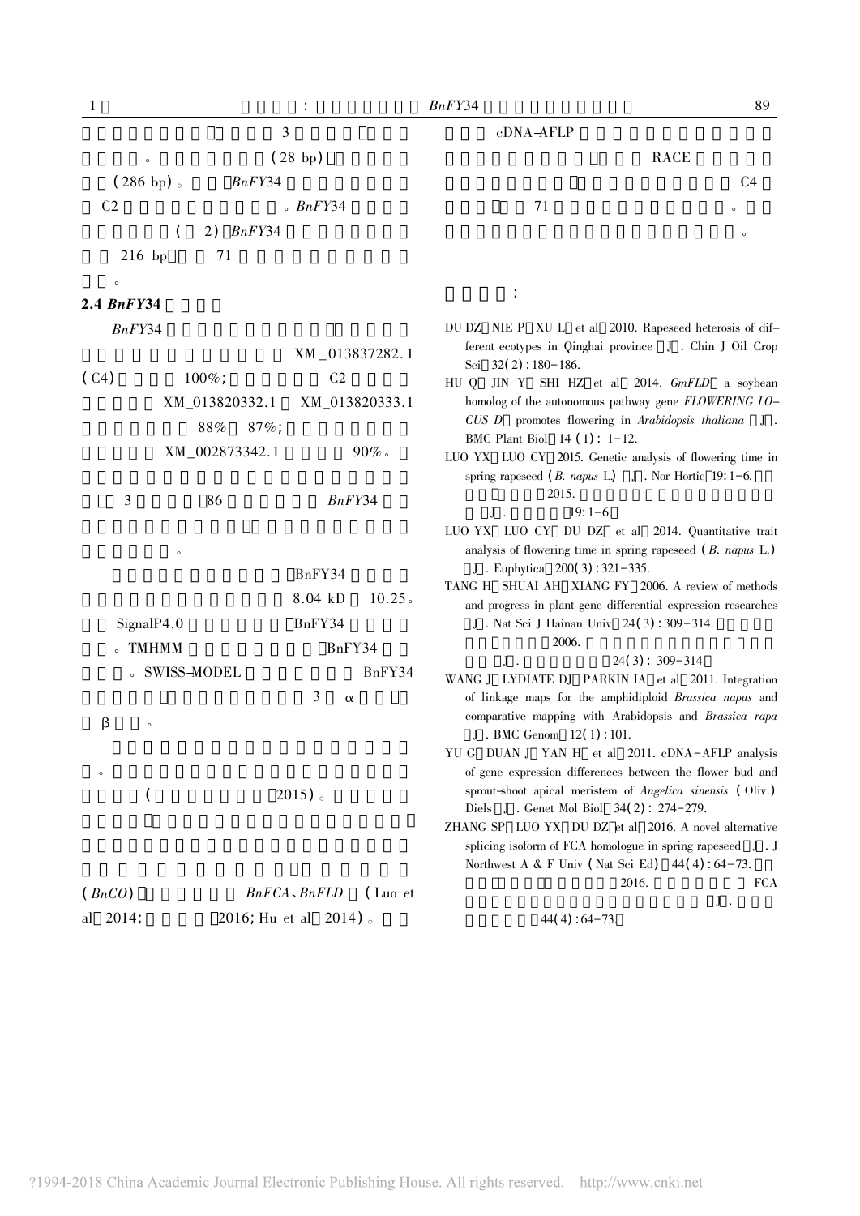3

。 (28 bp)

(286 bp)。 *BnFY*34

C2 。*BnFY*34

( 2) *BnFY*34

216 bp 71

。

## 2.4 *BnFY*34

*BnFY*34

XM_013837282.1

(C4) 100%; C2

XM_013820332.1 XM_013820333.1

88% 87%;

XM_002873342.1 90%。

3 86 *BnFY*34

。

BnFY34

8.04 kD 10.25。

SignalP4.0 BnFY34

。TMHMM BnFY34

。SWISS-MODEL BnFY34

3 α

β 。

。

( 2015)。

(*BnCO*) *BnFCA*、*BnFLD* (Luo et al 2014; 2016; Hu et al 2014)。

cDNA-AFLP

RACE

C4

71 。

。

:

DU DZ NIE P XU L et al 2010. Rapeseed heterosis of different ecotypes in Qinghai province J . Chin J Oil Crop Sci 32(2):180-186.

HU Q JIN Y SHI HZ et al 2014. *GmFLD* a soybean homolog of the autonomous pathway gene *FLOWERING LOCUS D* promotes flowering in *Arabidopsis thaliana* J . BMC Plant Biol 14 (1): 1-12.

LUO YX LUO CY 2015. Genetic analysis of flowering time in spring rapeseed (*B. napus* L.) J . Nor Hortic 19:1-6. 2015. J . 19:1-6.

LUO YX LUO CY DU DZ et al 2014. Quantitative trait analysis of flowering time in spring rapeseed (*B. napus* L.) J . Euphytica 200(3):321-335.

TANG H SHUAI AH XIANG FY 2006. A review of methods and progress in plant gene differential expression researches J . Nat Sci J Hainan Univ 24(3):309-314. 2006. J . 24(3): 309-314

WANG J LYDIATE DJ PARKIN IA et al 2011. Integration of linkage maps for the amphidiploid *Brassica napus* and comparative mapping with Arabidopsis and *Brassica rapa* J . BMC Genom 12(1):101.

YU G DUAN J YAN H et al 2011. cDNA-AFLP analysis of gene expression differences between the flower bud and sprout-shoot apical meristem of *Angelica sinensis* (Oliv.) Diels J . Genet Mol Biol 34(2): 274-279.

ZHANG SP LUO YX DU DZ et al 2016. A novel alternative splicing isoform of FCA homologue in spring rapeseed J . J Northwest A & F Univ (Nat Sci Ed) 44(4):64-73. 2016. FCA J . 44(4):64-73